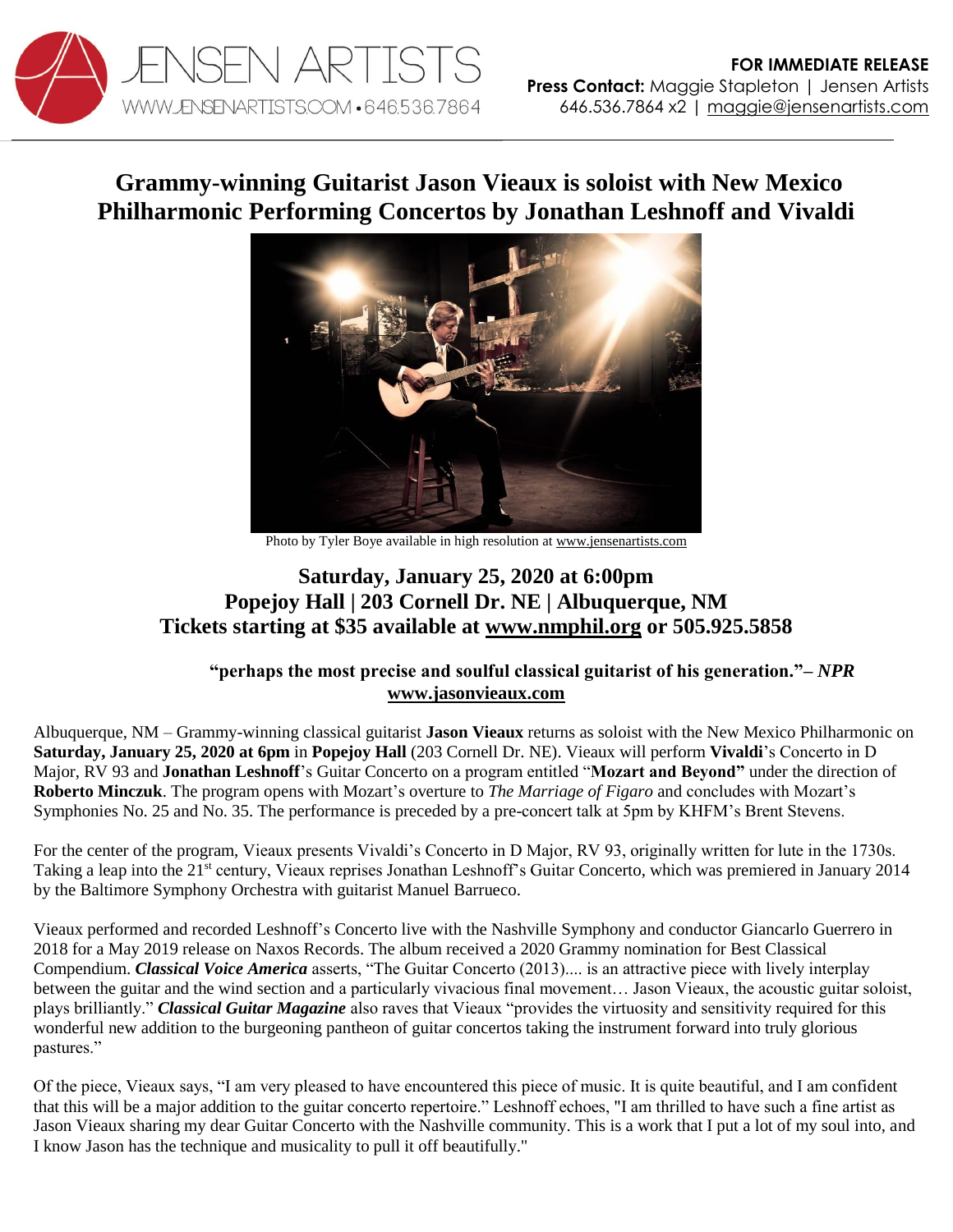JENSEN ARTISTS
WWW.JENSENARTISTS.COM • 646.536.7864

**FOR IMMEDIATE RELEASE**
**Press Contact:** Maggie Stapleton | Jensen Artists
646.536.7864 x2 | maggie@jensenartists.com

# Grammy-winning Guitarist Jason Vieaux is soloist with New Mexico Philharmonic Performing Concertos by Jonathan Leshnoff and Vivaldi

Photo by Tyler Boye available in high resolution at www.jensenartists.com

## Saturday, January 25, 2020 at 6:00pm
## Popejoy Hall | 203 Cornell Dr. NE | Albuquerque, NM
## Tickets starting at $35 available at www.nmphil.org or 505.925.5858

**"perhaps the most precise and soulful classical guitarist of his generation."– *NPR***
**www.jasonvieaux.com**

Albuquerque, NM – Grammy-winning classical guitarist **Jason Vieaux** returns as soloist with the New Mexico Philharmonic on **Saturday, January 25, 2020 at 6pm** in **Popejoy Hall** (203 Cornell Dr. NE). Vieaux will perform **Vivaldi**'s Concerto in D Major, RV 93 and **Jonathan Leshnoff**'s Guitar Concerto on a program entitled "**Mozart and Beyond"** under the direction of **Roberto Minczuk**. The program opens with Mozart's overture to *The Marriage of Figaro* and concludes with Mozart's Symphonies No. 25 and No. 35. The performance is preceded by a pre-concert talk at 5pm by KHFM's Brent Stevens.

For the center of the program, Vieaux presents Vivaldi's Concerto in D Major, RV 93, originally written for lute in the 1730s. Taking a leap into the 21st century, Vieaux reprises Jonathan Leshnoff's Guitar Concerto, which was premiered in January 2014 by the Baltimore Symphony Orchestra with guitarist Manuel Barrueco.

Vieaux performed and recorded Leshnoff's Concerto live with the Nashville Symphony and conductor Giancarlo Guerrero in 2018 for a May 2019 release on Naxos Records. The album received a 2020 Grammy nomination for Best Classical Compendium. ***Classical Voice America*** asserts, "The Guitar Concerto (2013).... is an attractive piece with lively interplay between the guitar and the wind section and a particularly vivacious final movement… Jason Vieaux, the acoustic guitar soloist, plays brilliantly." ***Classical Guitar Magazine*** also raves that Vieaux "provides the virtuosity and sensitivity required for this wonderful new addition to the burgeoning pantheon of guitar concertos taking the instrument forward into truly glorious pastures."

Of the piece, Vieaux says, "I am very pleased to have encountered this piece of music. It is quite beautiful, and I am confident that this will be a major addition to the guitar concerto repertoire." Leshnoff echoes, "I am thrilled to have such a fine artist as Jason Vieaux sharing my dear Guitar Concerto with the Nashville community. This is a work that I put a lot of my soul into, and I know Jason has the technique and musicality to pull it off beautifully."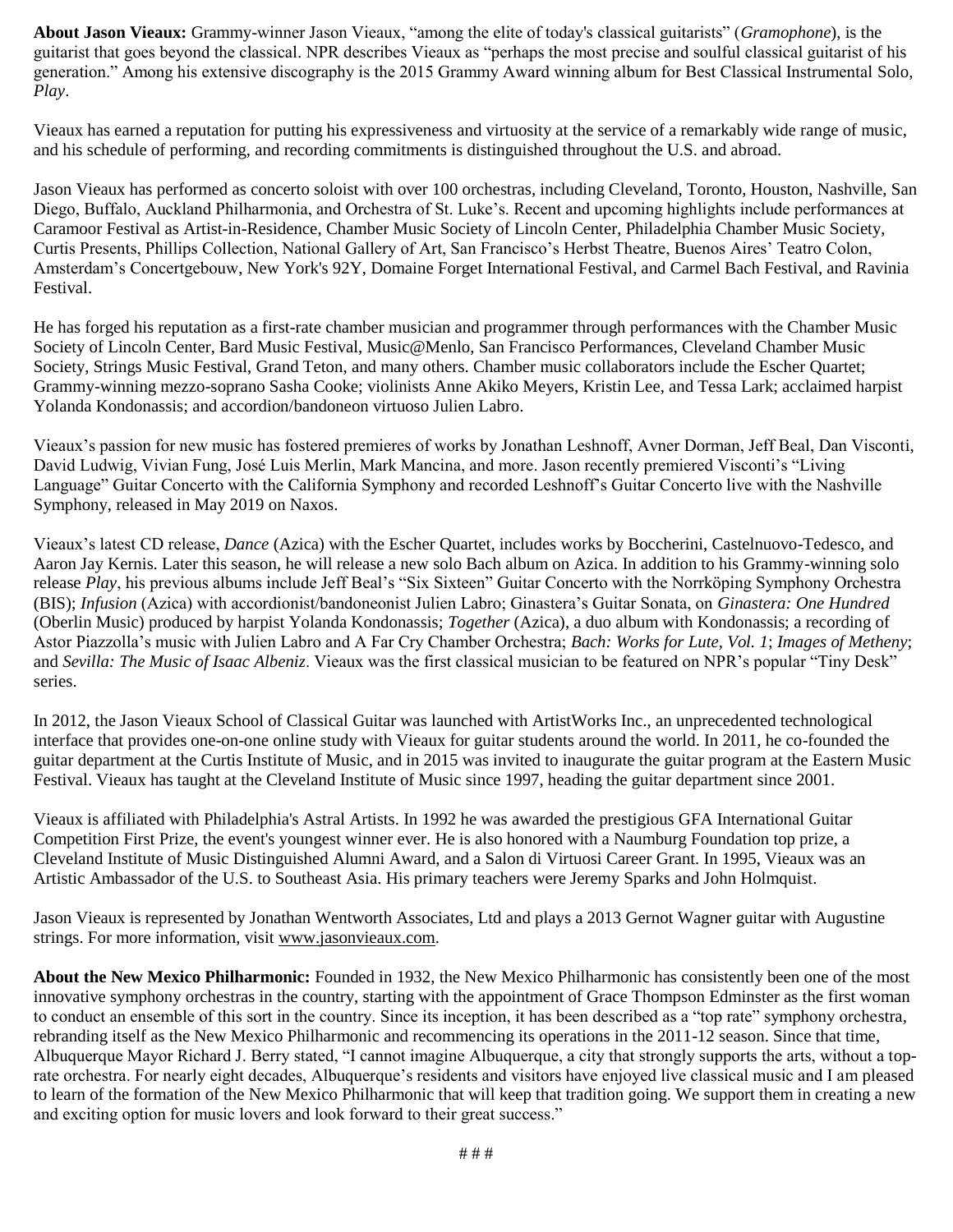**About Jason Vieaux:** Grammy-winner Jason Vieaux, "among the elite of today's classical guitarists" (*Gramophone*), is the guitarist that goes beyond the classical. NPR describes Vieaux as "perhaps the most precise and soulful classical guitarist of his generation." Among his extensive discography is the 2015 Grammy Award winning album for Best Classical Instrumental Solo, *Play*.

Vieaux has earned a reputation for putting his expressiveness and virtuosity at the service of a remarkably wide range of music, and his schedule of performing, and recording commitments is distinguished throughout the U.S. and abroad.

Jason Vieaux has performed as concerto soloist with over 100 orchestras, including Cleveland, Toronto, Houston, Nashville, San Diego, Buffalo, Auckland Philharmonia, and Orchestra of St. Luke's. Recent and upcoming highlights include performances at Caramoor Festival as Artist-in-Residence, Chamber Music Society of Lincoln Center, Philadelphia Chamber Music Society, Curtis Presents, Phillips Collection, National Gallery of Art, San Francisco's Herbst Theatre, Buenos Aires' Teatro Colon, Amsterdam's Concertgebouw, New York's 92Y, Domaine Forget International Festival, and Carmel Bach Festival, and Ravinia Festival.

He has forged his reputation as a first-rate chamber musician and programmer through performances with the Chamber Music Society of Lincoln Center, Bard Music Festival, Music@Menlo, San Francisco Performances, Cleveland Chamber Music Society, Strings Music Festival, Grand Teton, and many others. Chamber music collaborators include the Escher Quartet; Grammy-winning mezzo-soprano Sasha Cooke; violinists Anne Akiko Meyers, Kristin Lee, and Tessa Lark; acclaimed harpist Yolanda Kondonassis; and accordion/bandoneon virtuoso Julien Labro.

Vieaux's passion for new music has fostered premieres of works by Jonathan Leshnoff, Avner Dorman, Jeff Beal, Dan Visconti, David Ludwig, Vivian Fung, José Luis Merlin, Mark Mancina, and more. Jason recently premiered Visconti's "Living Language" Guitar Concerto with the California Symphony and recorded Leshnoff's Guitar Concerto live with the Nashville Symphony, released in May 2019 on Naxos.

Vieaux's latest CD release, *Dance* (Azica) with the Escher Quartet, includes works by Boccherini, Castelnuovo-Tedesco, and Aaron Jay Kernis. Later this season, he will release a new solo Bach album on Azica. In addition to his Grammy-winning solo release *Play*, his previous albums include Jeff Beal's "Six Sixteen" Guitar Concerto with the Norrköping Symphony Orchestra (BIS); *Infusion* (Azica) with accordionist/bandoneonist Julien Labro; Ginastera's Guitar Sonata, on *Ginastera: One Hundred* (Oberlin Music) produced by harpist Yolanda Kondonassis; *Together* (Azica), a duo album with Kondonassis; a recording of Astor Piazzolla's music with Julien Labro and A Far Cry Chamber Orchestra; *Bach: Works for Lute, Vol. 1*; *Images of Metheny*; and *Sevilla: The Music of Isaac Albeniz*. Vieaux was the first classical musician to be featured on NPR's popular "Tiny Desk" series.

In 2012, the Jason Vieaux School of Classical Guitar was launched with ArtistWorks Inc., an unprecedented technological interface that provides one-on-one online study with Vieaux for guitar students around the world. In 2011, he co-founded the guitar department at the Curtis Institute of Music, and in 2015 was invited to inaugurate the guitar program at the Eastern Music Festival. Vieaux has taught at the Cleveland Institute of Music since 1997, heading the guitar department since 2001.

Vieaux is affiliated with Philadelphia's Astral Artists. In 1992 he was awarded the prestigious GFA International Guitar Competition First Prize, the event's youngest winner ever. He is also honored with a Naumburg Foundation top prize, a Cleveland Institute of Music Distinguished Alumni Award, and a Salon di Virtuosi Career Grant. In 1995, Vieaux was an Artistic Ambassador of the U.S. to Southeast Asia. His primary teachers were Jeremy Sparks and John Holmquist.

Jason Vieaux is represented by Jonathan Wentworth Associates, Ltd and plays a 2013 Gernot Wagner guitar with Augustine strings. For more information, visit www.jasonvieaux.com.

**About the New Mexico Philharmonic:** Founded in 1932, the New Mexico Philharmonic has consistently been one of the most innovative symphony orchestras in the country, starting with the appointment of Grace Thompson Edminster as the first woman to conduct an ensemble of this sort in the country. Since its inception, it has been described as a "top rate" symphony orchestra, rebranding itself as the New Mexico Philharmonic and recommencing its operations in the 2011-12 season. Since that time, Albuquerque Mayor Richard J. Berry stated, "I cannot imagine Albuquerque, a city that strongly supports the arts, without a top-rate orchestra. For nearly eight decades, Albuquerque's residents and visitors have enjoyed live classical music and I am pleased to learn of the formation of the New Mexico Philharmonic that will keep that tradition going. We support them in creating a new and exciting option for music lovers and look forward to their great success."

# # #